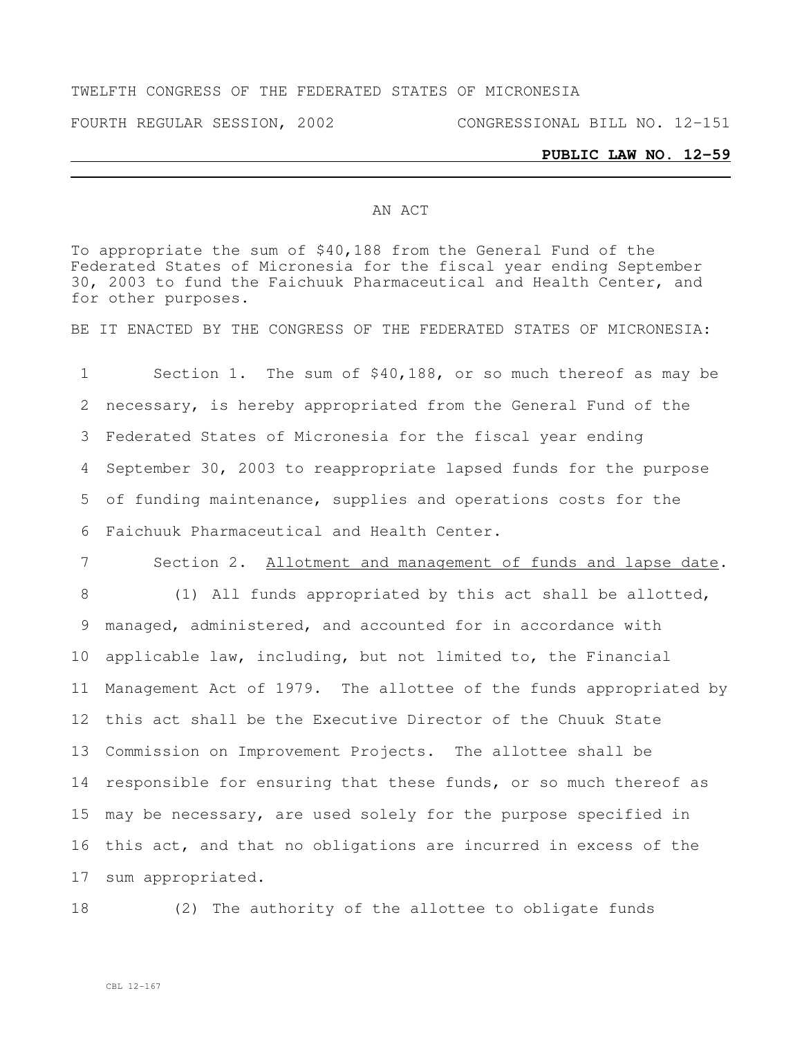TWELFTH CONGRESS OF THE FEDERATED STATES OF MICRONESIA

FOURTH REGULAR SESSION, 2002 CONGRESSIONAL BILL NO. 12-151

**PUBLIC LAW NO. 12-59**

AN ACT

To appropriate the sum of $40,188 from the General Fund of the Federated States of Micronesia for the fiscal year ending September 30, 2003 to fund the Faichuuk Pharmaceutical and Health Center, and for other purposes.

BE IT ENACTED BY THE CONGRESS OF THE FEDERATED STATES OF MICRONESIA:

Section 1. The sum of $40,188, or so much thereof as may be necessary, is hereby appropriated from the General Fund of the Federated States of Micronesia for the fiscal year ending September 30, 2003 to reappropriate lapsed funds for the purpose of funding maintenance, supplies and operations costs for the Faichuuk Pharmaceutical and Health Center.

Section 2. Allotment and management of funds and lapse date.

(1) All funds appropriated by this act shall be allotted, managed, administered, and accounted for in accordance with applicable law, including, but not limited to, the Financial Management Act of 1979. The allottee of the funds appropriated by this act shall be the Executive Director of the Chuuk State Commission on Improvement Projects. The allottee shall be responsible for ensuring that these funds, or so much thereof as may be necessary, are used solely for the purpose specified in this act, and that no obligations are incurred in excess of the sum appropriated.

(2) The authority of the allottee to obligate funds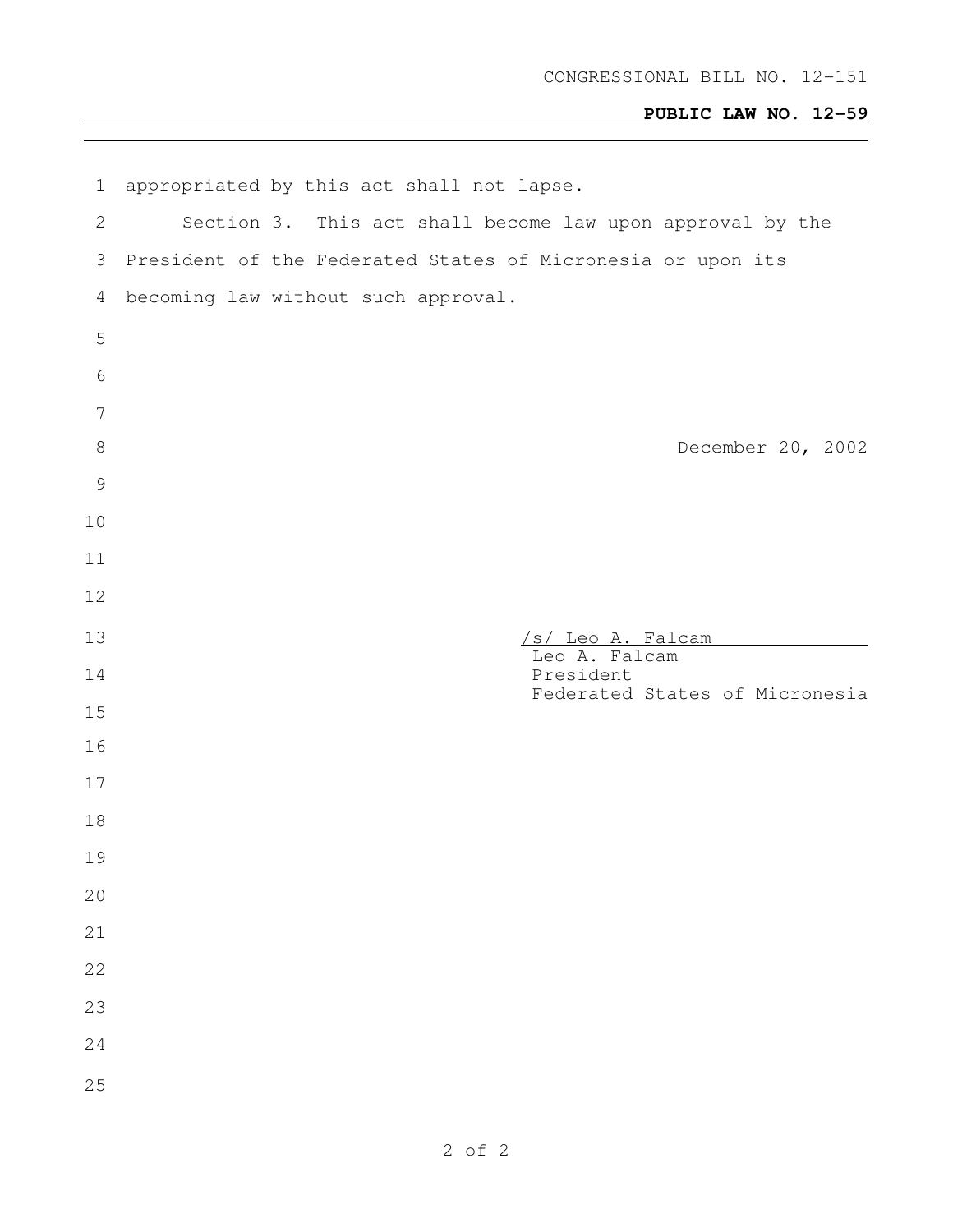CONGRESSIONAL BILL NO. 12-151

**PUBLIC LAW NO. 12-59**

appropriated by this act shall not lapse.

Section 3. This act shall become law upon approval by the President of the Federated States of Micronesia or upon its becoming law without such approval.

December 20, 2002

/s/ Leo A. Falcam
Leo A. Falcam
President
Federated States of Micronesia